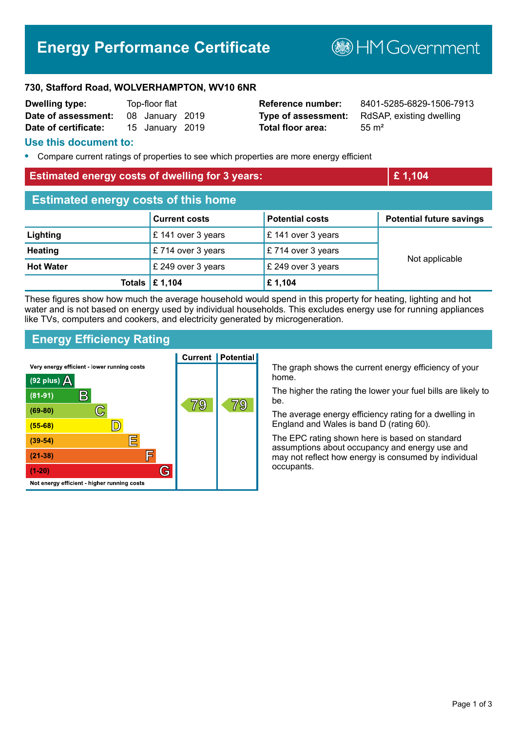# Energy Performance Certificate

HM Government

**730, Stafford Road, WOLVERHAMPTON, WV10 6NR**

| | | | |
|---|---|---|---|
| **Dwelling type:** | Top-floor flat | **Reference number:** | 8401-5285-6829-1506-7913 |
| **Date of assessment:** | 08 January 2019 | **Type of assessment:** | RdSAP, existing dwelling |
| **Date of certificate:** | 15 January 2019 | **Total floor area:** | 55 m² |

## Use this document to:

- Compare current ratings of properties to see which properties are more energy efficient

**Estimated energy costs of dwelling for 3 years: £ 1,104**

## Estimated energy costs of this home

| | Current costs | Potential costs | Potential future savings |
|---|---|---|---|
| **Lighting** | £ 141 over 3 years | £ 141 over 3 years | Not applicable |
| **Heating** | £ 714 over 3 years | £ 714 over 3 years | |
| **Hot Water** | £ 249 over 3 years | £ 249 over 3 years | |
| **Totals** | **£ 1,104** | **£ 1,104** | |

These figures show how much the average household would spend in this property for heating, lighting and hot water and is not based on energy used by individual households. This excludes energy use for running appliances like TVs, computers and cookers, and electricity generated by microgeneration.

## Energy Efficiency Rating

| Rating | Current | Potential |
|---|---|---|
| Very energy efficient - lower running costs | | |
| (92 plus) A | | |
| (81-91) B | | |
| (69-80) C | 79 | 79 |
| (55-68) D | | |
| (39-54) E | | |
| (21-38) F | | |
| (1-20) G | | |
| Not energy efficient - higher running costs | | |

The graph shows the current energy efficiency of your home.

The higher the rating the lower your fuel bills are likely to be.

The average energy efficiency rating for a dwelling in England and Wales is band D (rating 60).

The EPC rating shown here is based on standard assumptions about occupancy and energy use and may not reflect how energy is consumed by individual occupants.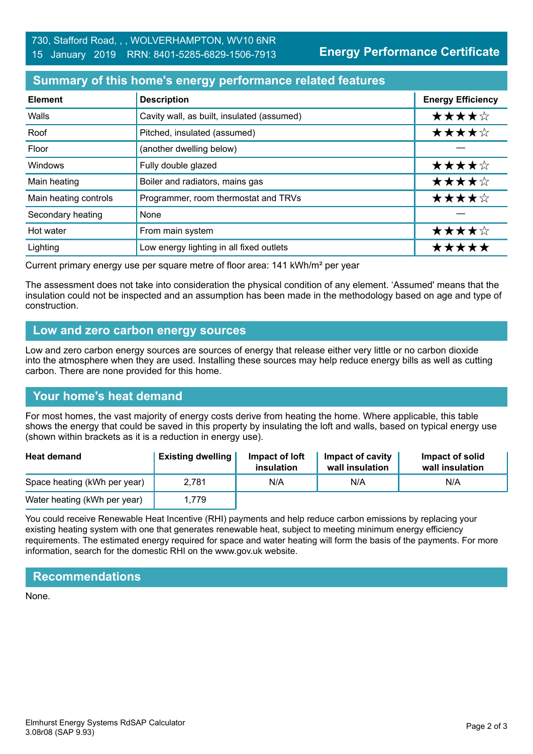730, Stafford Road, , , WOLVERHAMPTON, WV10 6NR
15 January 2019 RRN: 8401-5285-6829-1506-7913

**Energy Performance Certificate**

## Summary of this home's energy performance related features

| Element | Description | Energy Efficiency |
|---|---|---|
| Walls | Cavity wall, as built, insulated (assumed) | ★★★★☆ |
| Roof | Pitched, insulated (assumed) | ★★★★☆ |
| Floor | (another dwelling below) | — |
| Windows | Fully double glazed | ★★★★☆ |
| Main heating | Boiler and radiators, mains gas | ★★★★☆ |
| Main heating controls | Programmer, room thermostat and TRVs | ★★★★☆ |
| Secondary heating | None | — |
| Hot water | From main system | ★★★★☆ |
| Lighting | Low energy lighting in all fixed outlets | ★★★★★ |

Current primary energy use per square metre of floor area: 141 kWh/m² per year

The assessment does not take into consideration the physical condition of any element. 'Assumed' means that the insulation could not be inspected and an assumption has been made in the methodology based on age and type of construction.

## Low and zero carbon energy sources

Low and zero carbon energy sources are sources of energy that release either very little or no carbon dioxide into the atmosphere when they are used. Installing these sources may help reduce energy bills as well as cutting carbon. There are none provided for this home.

## Your home's heat demand

For most homes, the vast majority of energy costs derive from heating the home. Where applicable, this table shows the energy that could be saved in this property by insulating the loft and walls, based on typical energy use (shown within brackets as it is a reduction in energy use).

| Heat demand | Existing dwelling | Impact of loft insulation | Impact of cavity wall insulation | Impact of solid wall insulation |
|---|---|---|---|---|
| Space heating (kWh per year) | 2,781 | N/A | N/A | N/A |
| Water heating (kWh per year) | 1,779 | | | |

You could receive Renewable Heat Incentive (RHI) payments and help reduce carbon emissions by replacing your existing heating system with one that generates renewable heat, subject to meeting minimum energy efficiency requirements. The estimated energy required for space and water heating will form the basis of the payments. For more information, search for the domestic RHI on the www.gov.uk website.

## Recommendations

None.

Elmhurst Energy Systems RdSAP Calculator
3.08r08 (SAP 9.93)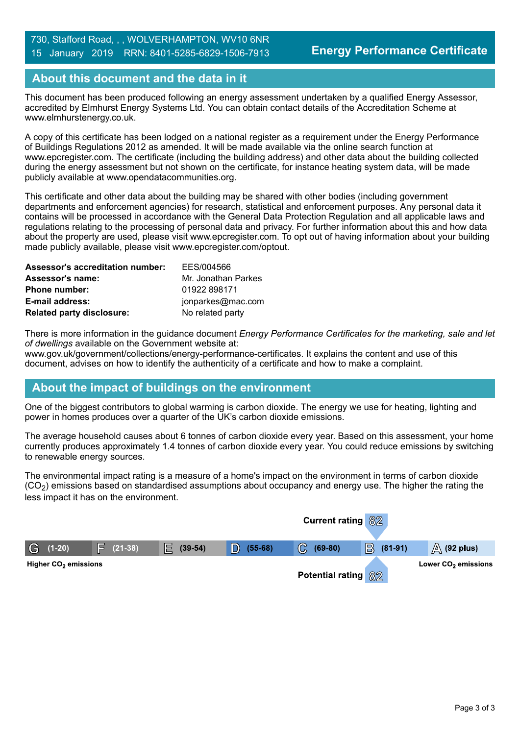730, Stafford Road, , , WOLVERHAMPTON, WV10 6NR
15 January 2019 RRN: 8401-5285-6829-1506-7913

**Energy Performance Certificate**

## About this document and the data in it

This document has been produced following an energy assessment undertaken by a qualified Energy Assessor, accredited by Elmhurst Energy Systems Ltd. You can obtain contact details of the Accreditation Scheme at www.elmhurstenergy.co.uk.

A copy of this certificate has been lodged on a national register as a requirement under the Energy Performance of Buildings Regulations 2012 as amended. It will be made available via the online search function at www.epcregister.com. The certificate (including the building address) and other data about the building collected during the energy assessment but not shown on the certificate, for instance heating system data, will be made publicly available at www.opendatacommunities.org.

This certificate and other data about the building may be shared with other bodies (including government departments and enforcement agencies) for research, statistical and enforcement purposes. Any personal data it contains will be processed in accordance with the General Data Protection Regulation and all applicable laws and regulations relating to the processing of personal data and privacy. For further information about this and how data about the property are used, please visit www.epcregister.com. To opt out of having information about your building made publicly available, please visit www.epcregister.com/optout.

| | |
|---|---|
| **Assessor's accreditation number:** | EES/004566 |
| **Assessor's name:** | Mr. Jonathan Parkes |
| **Phone number:** | 01922 898171 |
| **E-mail address:** | jonparkes@mac.com |
| **Related party disclosure:** | No related party |

There is more information in the guidance document *Energy Performance Certificates for the marketing, sale and let of dwellings* available on the Government website at: www.gov.uk/government/collections/energy-performance-certificates. It explains the content and use of this document, advises on how to identify the authenticity of a certificate and how to make a complaint.

## About the impact of buildings on the environment

One of the biggest contributors to global warming is carbon dioxide. The energy we use for heating, lighting and power in homes produces over a quarter of the UK's carbon dioxide emissions.

The average household causes about 6 tonnes of carbon dioxide every year. Based on this assessment, your home currently produces approximately 1.4 tonnes of carbon dioxide every year. You could reduce emissions by switching to renewable energy sources.

The environmental impact rating is a measure of a home's impact on the environment in terms of carbon dioxide ($CO_2$) emissions based on standardised assumptions about occupancy and energy use. The higher the rating the less impact it has on the environment.

Current rating 82

G (1-20)
F (21-38)
E (39-54)
D (55-68)
C (69-80)
B (81-91)
A (92 plus)

Higher $CO_2$ emissions
Lower $CO_2$ emissions

Potential rating 82